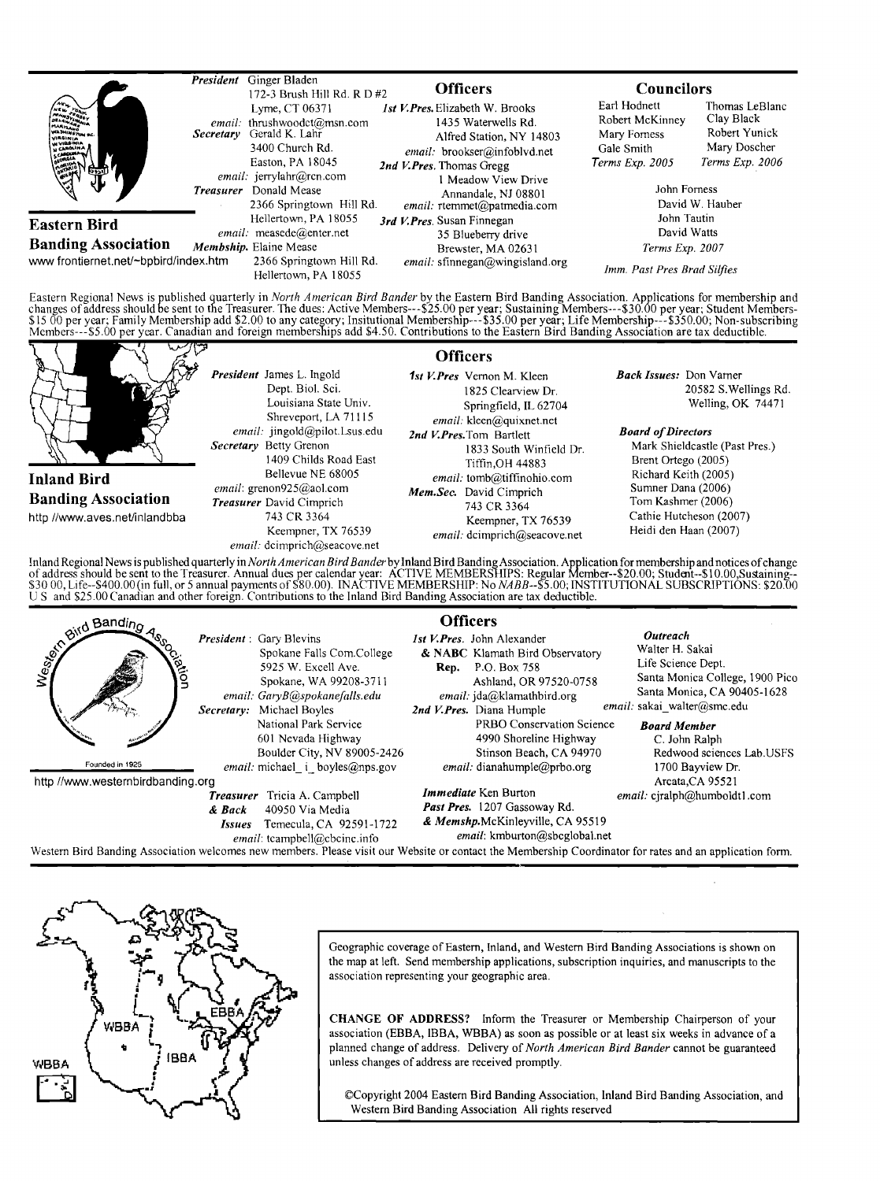## Eastern Bird Banding Association

www frontiernet.net/~bpbird/index.htm

*President* Ginger Bladen
172-3 Brush Hill Rd. R D #2
Lyme, CT 06371
*email:* thrushwoodct@msn.com

*Secretary* Gerald K. Lahr
3400 Church Rd.
Easton, PA 18045
*email:* jerrylahr@rcn.com

*Treasurer* Donald Mease
2366 Springtown Hill Rd.
Hellertown, PA 18055
*email:* measedc@enter.net

*Membship.* Elaine Mease
2366 Springtown Hill Rd.
Hellertown, PA 18055

### Officers

*1st V.Pres.* Elizabeth W. Brooks
1435 Waterwells Rd.
Alfred Station, NY 14803
*email:* brookser@infoblvd.net

*2nd V.Pres.* Thomas Gregg
1 Meadow View Drive
Annandale, NJ 08801
*email:* rtemmet@patmedia.com

*3rd V.Pres.* Susan Finnegan
35 Blueberry drive
Brewster, MA 02631
*email:* sfinnegan@wingisland.org

### Councilors

Earl Hodnett, Robert McKinney, Mary Forness, Gale Smith — *Terms Exp. 2005*

Thomas LeBlanc, Clay Black, Robert Yunick, Mary Doscher — *Terms Exp. 2006*

John Forness, David W. Hauber, John Tautin, David Watts — *Terms Exp. 2007*

*Imm. Past Pres Brad Silfies*

Eastern Regional News is published quarterly in *North American Bird Bander* by the Eastern Bird Banding Association. Applications for membership and changes of address should be sent to the Treasurer. The dues: Active Members---$25.00 per year; Sustaining Members---$30.00 per year; Student Members-$15 00 per year; Family Membership add $2.00 to any category; Insitutional Membership---$35.00 per year; Life Membership---$350.00; Non-subscribing Members---$5.00 per year. Canadian and foreign memberships add $4.50. Contributions to the Eastern Bird Banding Association are tax deductible.

## Inland Bird Banding Association

http //www.aves.net/inlandbba

*President* James L. Ingold
Dept. Biol. Sci.
Louisiana State Univ.
Shreveport, LA 71115
*email:* jingold@pilot.Lsus.edu

*Secretary* Betty Grenon
1409 Childs Road East
Bellevue NE 68005
*email:* grenon925@aol.com

*Treasurer* David Cimprich
743 CR 3364
Keempner, TX 76539
*email:* dcimprich@seacove.net

### Officers

*1st V.Pres* Vernon M. Kleen
1825 Clearview Dr.
Springfield, IL 62704
*email:* kleen@quixnet.net

*2nd V.Pres.* Tom Bartlett
1833 South Winfield Dr.
Tiffin,OH 44883
*email:* tomb@tiffinohio.com

*Mem.Sec.* David Cimprich
743 CR 3364
Keempner, TX 76539
*email:* dcimprich@seacove.net

*Back Issues:* Don Varner
20582 S.Wellings Rd.
Welling, OK 74471

*Board of Directors*
Mark Shieldcastle (Past Pres.)
Brent Ortego (2005)
Richard Keith (2005)
Sumner Dana (2006)
Tom Kashmer (2006)
Cathie Hutcheson (2007)
Heidi den Haan (2007)

Inland Regional News is published quarterly in *North American Bird Bander* by Inland Bird Banding Association. Application for membership and notices of change of address should be sent to the Treasurer. Annual dues per calendar year: ACTIVE MEMBERSHIPS: Regular Member--$20.00; Student--$10.00,Sustaining--$30 00, Life--$400.00 (in full, or 5 annual payments of $80.00). INACTIVE MEMBERSHIP: No *NABB*--$5.00; INSTITUTIONAL SUBSCRIPTIONS: $20.00 U S and $25.00 Canadian and other foreign. Contributions to the Inland Bird Banding Association are tax deductible.

## Western Bird Banding Association

Founded in 1925

http //www.westernbirdbanding.org

*President*: Gary Blevins
Spokane Falls Com.College
5925 W. Excell Ave.
Spokane, WA 99208-3711
*email: GaryB@spokanefalls.edu*

*Secretary:* Michael Boyles
National Park Service
601 Nevada Highway
Boulder City, NV 89005-2426
*email:* michael_i_boyles@nps.gov

*Treasurer & Back Issues* Tricia A. Campbell
40950 Via Media
Temecula, CA 92591-1722
*email:* tcampbell@cbcinc.info

### Officers

*1st V.Pres. & NABC Rep.* John Alexander
Klamath Bird Observatory
P.O. Box 758
Ashland, OR 97520-0758
*email:* jda@klamathbird.org

*2nd V.Pres.* Diana Humple
PRBO Conservation Science
4990 Shoreline Highway
Stinson Beach, CA 94970
*email:* dianahumple@prbo.org

*Immediate Past Pres. & Memshp.* Ken Burton
1207 Gassoway Rd.
McKinleyville, CA 95519
*email:* kmburton@sbcglobal.net

*Outreach*
Walter H. Sakai
Life Science Dept.
Santa Monica College, 1900 Pico
Santa Monica, CA 90405-1628
*email:* sakai_walter@smc.edu

*Board Member*
C. John Ralph
Redwood sciences Lab.USFS
1700 Bayview Dr.
Arcata,CA 95521
*email:* cjralph@humboldt1.com

Western Bird Banding Association welcomes new members. Please visit our Website or contact the Membership Coordinator for rates and an application form.

---

Geographic coverage of Eastern, Inland, and Western Bird Banding Associations is shown on the map at left. Send membership applications, subscription inquiries, and manuscripts to the association representing your geographic area.

**CHANGE OF ADDRESS?** Inform the Treasurer or Membership Chairperson of your association (EBBA, IBBA, WBBA) as soon as possible or at least six weeks in advance of a planned change of address. Delivery of *North American Bird Bander* cannot be guaranteed unless changes of address are received promptly.

©Copyright 2004 Eastern Bird Banding Association, Inland Bird Banding Association, and Western Bird Banding Association All rights reserved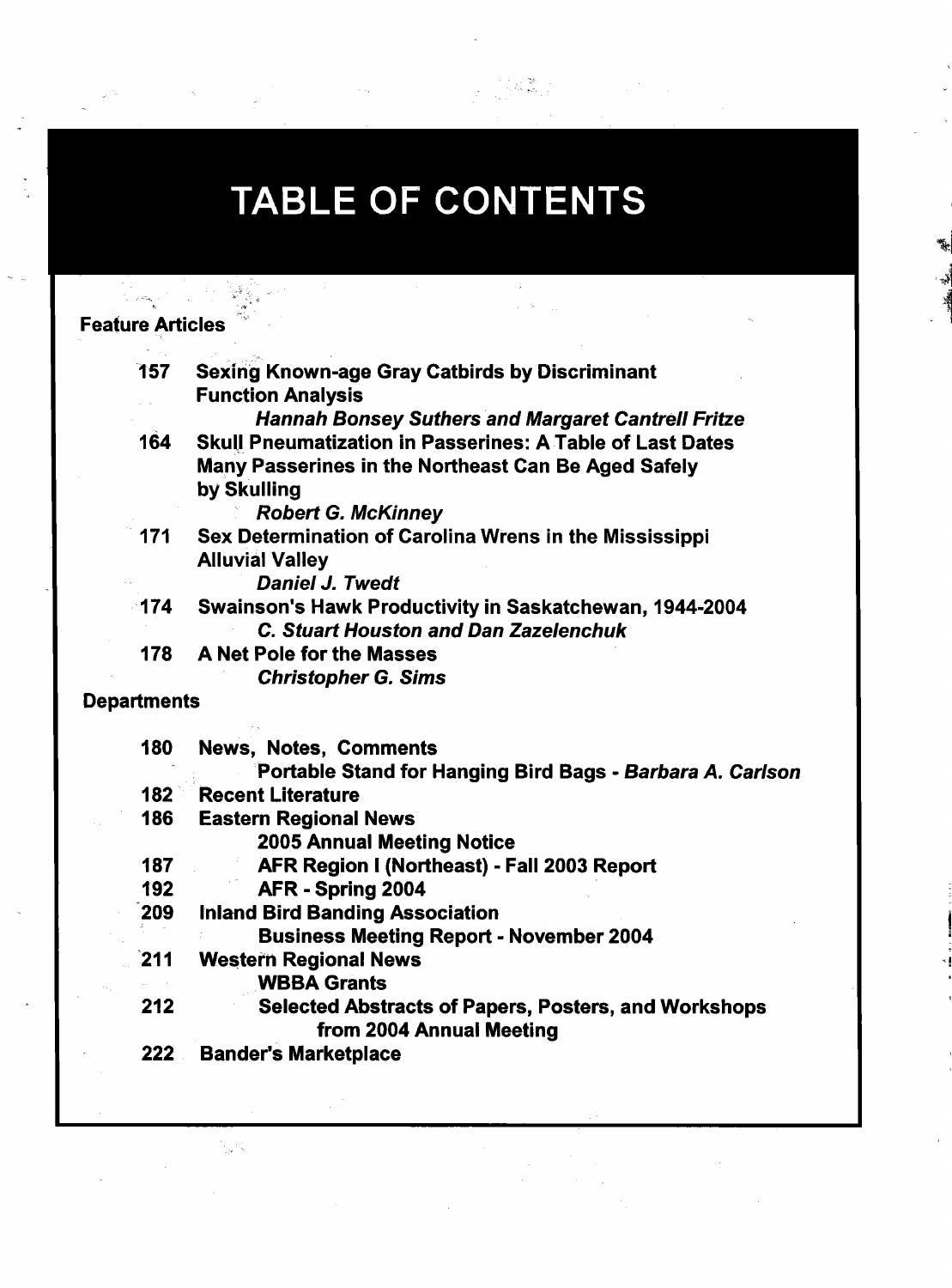# TABLE OF CONTENTS

**Feature Articles**

**157 Sexing Known-age Gray Catbirds by Discriminant Function Analysis**
***Hannah Bonsey Suthers and Margaret Cantrell Fritze***

**164 Skull Pneumatization in Passerines: A Table of Last Dates Many Passerines in the Northeast Can Be Aged Safely by Skulling**
***Robert G. McKinney***

**171 Sex Determination of Carolina Wrens in the Mississippi Alluvial Valley**
***Daniel J. Twedt***

**174 Swainson's Hawk Productivity in Saskatchewan, 1944-2004**
***C. Stuart Houston and Dan Zazelenchuk***

**178 A Net Pole for the Masses**
***Christopher G. Sims***

**Departments**

**180 News, Notes, Comments**
**Portable Stand for Hanging Bird Bags - *Barbara A. Carlson***

**182 Recent Literature**

**186 Eastern Regional News**
**2005 Annual Meeting Notice**

**187 AFR Region I (Northeast) - Fall 2003 Report**

**192 AFR - Spring 2004**

**209 Inland Bird Banding Association**
**Business Meeting Report - November 2004**

**211 Western Regional News**
**WBBA Grants**

**212 Selected Abstracts of Papers, Posters, and Workshops from 2004 Annual Meeting**

**222 Bander's Marketplace**